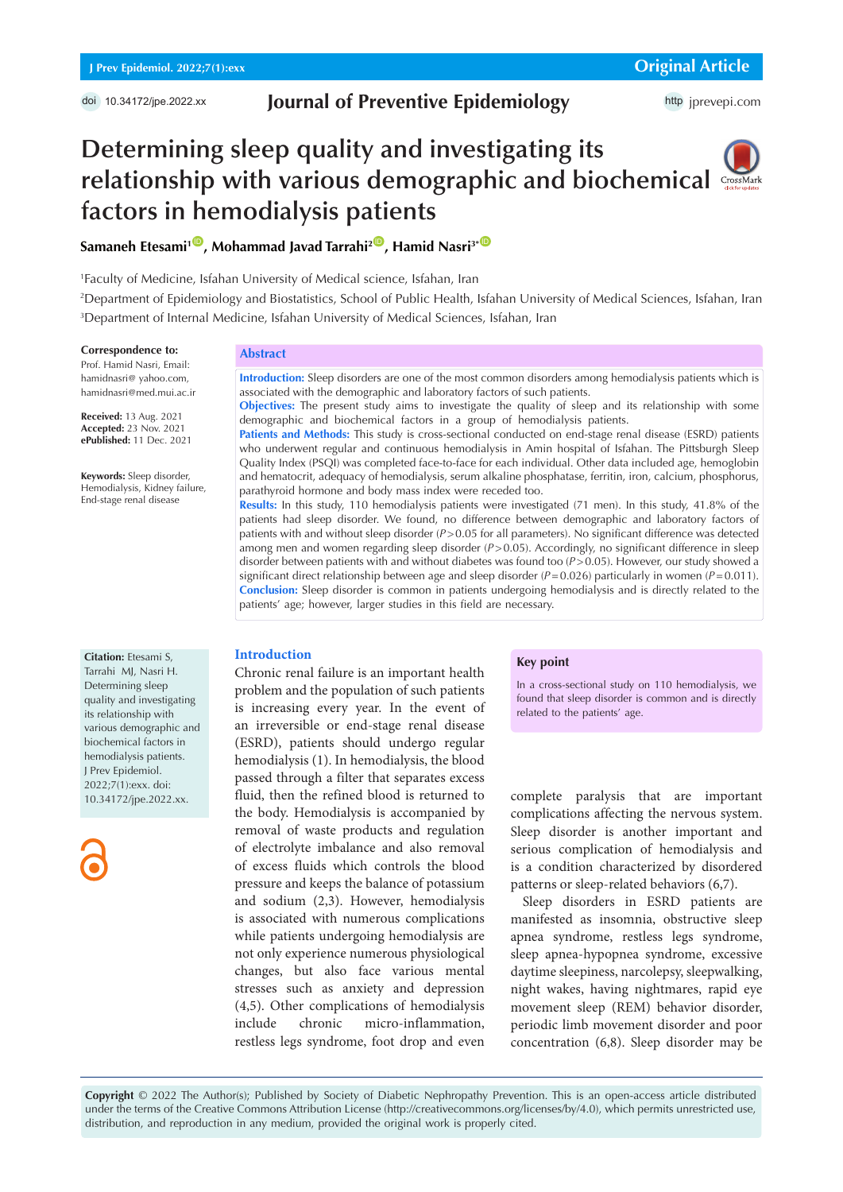Original Article

doi 10.34172/jpe.2022.xx

Journal of Preventive Epidemiology

# Determining sleep quality and investigating its relationship with various demographic and biochemical factors in hemodialysis patients

**Samaneh Etesami[1], Mohammad Javad Tarrahi[2], Hamid Nasri[3*]**

[1]Faculty of Medicine, Isfahan University of Medical science, Isfahan, Iran
[2]Department of Epidemiology and Biostatistics, School of Public Health, Isfahan University of Medical Sciences, Isfahan, Iran
[3]Department of Internal Medicine, Isfahan University of Medical Sciences, Isfahan, Iran

**Correspondence to:**
Prof. Hamid Nasri, Email: hamidnasri@ yahoo.com, hamidnasri@med.mui.ac.ir

**Received:** 13 Aug. 2021
**Accepted:** 23 Nov. 2021
**ePublished:** 11 Dec. 2021

**Keywords:** Sleep disorder, Hemodialysis, Kidney failure, End-stage renal disease

## Abstract

**Introduction:** Sleep disorders are one of the most common disorders among hemodialysis patients which is associated with the demographic and laboratory factors of such patients.

**Objectives:** The present study aims to investigate the quality of sleep and its relationship with some demographic and biochemical factors in a group of hemodialysis patients.

**Patients and Methods:** This study is cross-sectional conducted on end-stage renal disease (ESRD) patients who underwent regular and continuous hemodialysis in Amin hospital of Isfahan. The Pittsburgh Sleep Quality Index (PSQI) was completed face-to-face for each individual. Other data included age, hemoglobin and hematocrit, adequacy of hemodialysis, serum alkaline phosphatase, ferritin, iron, calcium, phosphorus, parathyroid hormone and body mass index were receded too.

**Results:** In this study, 110 hemodialysis patients were investigated (71 men). In this study, 41.8% of the patients had sleep disorder. We found, no difference between demographic and laboratory factors of patients with and without sleep disorder ($P>0.05$ for all parameters). No significant difference was detected among men and women regarding sleep disorder ($P>0.05$). Accordingly, no significant difference in sleep disorder between patients with and without diabetes was found too ($P>0.05$). However, our study showed a significant direct relationship between age and sleep disorder ($P=0.026$) particularly in women ($P=0.011$).

**Conclusion:** Sleep disorder is common in patients undergoing hemodialysis and is directly related to the patients' age; however, larger studies in this field are necessary.

**Key point**

In a cross-sectional study on 110 hemodialysis, we found that sleep disorder is common and is directly related to the patients' age.

**Citation:** Etesami S, Tarrahi MJ, Nasri H. Determining sleep quality and investigating its relationship with various demographic and biochemical factors in hemodialysis patients. J Prev Epidemiol. 2022;7(1):exx. doi: 10.34172/jpe.2022.xx.

## Introduction

Chronic renal failure is an important health problem and the population of such patients is increasing every year. In the event of an irreversible or end-stage renal disease (ESRD), patients should undergo regular hemodialysis (1). In hemodialysis, the blood passed through a filter that separates excess fluid, then the refined blood is returned to the body. Hemodialysis is accompanied by removal of waste products and regulation of electrolyte imbalance and also removal of excess fluids which controls the blood pressure and keeps the balance of potassium and sodium (2,3). However, hemodialysis is associated with numerous complications while patients undergoing hemodialysis are not only experience numerous physiological changes, but also face various mental stresses such as anxiety and depression (4,5). Other complications of hemodialysis include chronic micro-inflammation, restless legs syndrome, foot drop and even complete paralysis that are important complications affecting the nervous system. Sleep disorder is another important and serious complication of hemodialysis and is a condition characterized by disordered patterns or sleep-related behaviors (6,7).

Sleep disorders in ESRD patients are manifested as insomnia, obstructive sleep apnea syndrome, restless legs syndrome, sleep apnea-hypopnea syndrome, excessive daytime sleepiness, narcolepsy, sleepwalking, night wakes, having nightmares, rapid eye movement sleep (REM) behavior disorder, periodic limb movement disorder and poor concentration (6,8). Sleep disorder may be

**Copyright** © 2022 The Author(s); Published by Society of Diabetic Nephropathy Prevention. This is an open-access article distributed under the terms of the Creative Commons Attribution License (http://creativecommons.org/licenses/by/4.0), which permits unrestricted use, distribution, and reproduction in any medium, provided the original work is properly cited.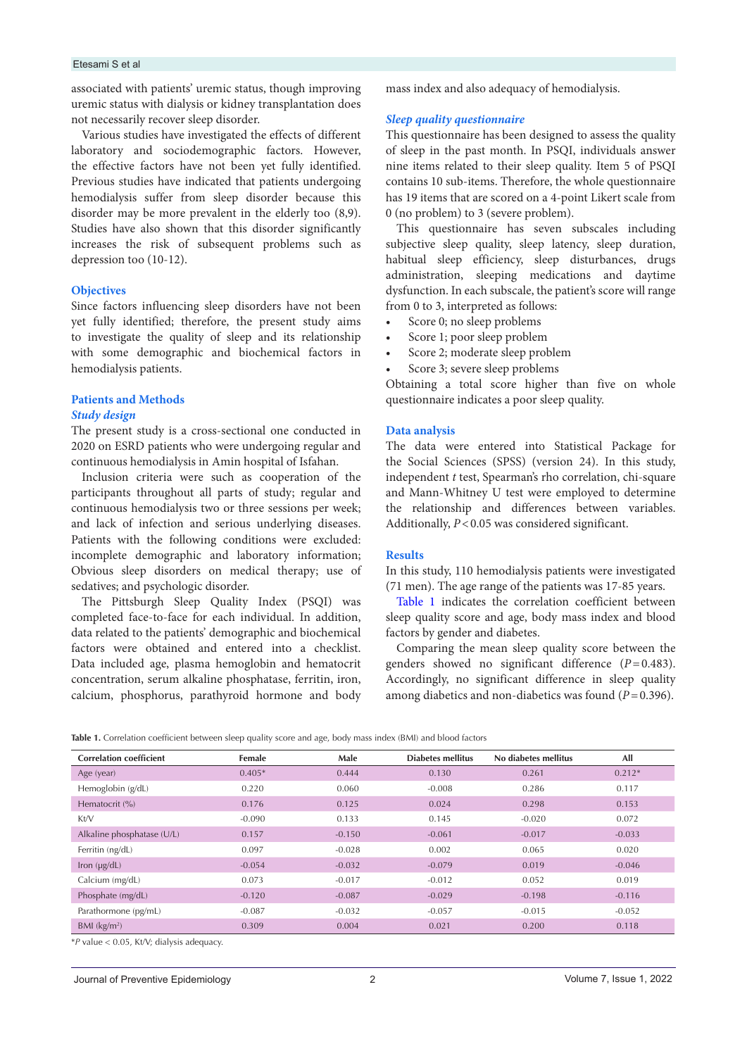associated with patients' uremic status, though improving uremic status with dialysis or kidney transplantation does not necessarily recover sleep disorder.

Various studies have investigated the effects of different laboratory and sociodemographic factors. However, the effective factors have not been yet fully identified. Previous studies have indicated that patients undergoing hemodialysis suffer from sleep disorder because this disorder may be more prevalent in the elderly too (8,9). Studies have also shown that this disorder significantly increases the risk of subsequent problems such as depression too (10-12).

## Objectives

Since factors influencing sleep disorders have not been yet fully identified; therefore, the present study aims to investigate the quality of sleep and its relationship with some demographic and biochemical factors in hemodialysis patients.

## Patients and Methods

### Study design

The present study is a cross-sectional one conducted in 2020 on ESRD patients who were undergoing regular and continuous hemodialysis in Amin hospital of Isfahan.

Inclusion criteria were such as cooperation of the participants throughout all parts of study; regular and continuous hemodialysis two or three sessions per week; and lack of infection and serious underlying diseases. Patients with the following conditions were excluded: incomplete demographic and laboratory information; Obvious sleep disorders on medical therapy; use of sedatives; and psychologic disorder.

The Pittsburgh Sleep Quality Index (PSQI) was completed face-to-face for each individual. In addition, data related to the patients' demographic and biochemical factors were obtained and entered into a checklist. Data included age, plasma hemoglobin and hematocrit concentration, serum alkaline phosphatase, ferritin, iron, calcium, phosphorus, parathyroid hormone and body mass index and also adequacy of hemodialysis.

### Sleep quality questionnaire

This questionnaire has been designed to assess the quality of sleep in the past month. In PSQI, individuals answer nine items related to their sleep quality. Item 5 of PSQI contains 10 sub-items. Therefore, the whole questionnaire has 19 items that are scored on a 4-point Likert scale from 0 (no problem) to 3 (severe problem).

This questionnaire has seven subscales including subjective sleep quality, sleep latency, sleep duration, habitual sleep efficiency, sleep disturbances, drugs administration, sleeping medications and daytime dysfunction. In each subscale, the patient's score will range from 0 to 3, interpreted as follows:

- Score 0; no sleep problems
- Score 1; poor sleep problem
- Score 2; moderate sleep problem
- Score 3; severe sleep problems

Obtaining a total score higher than five on whole questionnaire indicates a poor sleep quality.

## Data analysis

The data were entered into Statistical Package for the Social Sciences (SPSS) (version 24). In this study, independent *t* test, Spearman's rho correlation, chi-square and Mann-Whitney U test were employed to determine the relationship and differences between variables. Additionally, $P < 0.05$ was considered significant.

## Results

In this study, 110 hemodialysis patients were investigated (71 men). The age range of the patients was 17-85 years.

Table 1 indicates the correlation coefficient between sleep quality score and age, body mass index and blood factors by gender and diabetes.

Comparing the mean sleep quality score between the genders showed no significant difference ($P = 0.483$). Accordingly, no significant difference in sleep quality among diabetics and non-diabetics was found ($P = 0.396$).

**Table 1.** Correlation coefficient between sleep quality score and age, body mass index (BMI) and blood factors

| Correlation coefficient | Female | Male | Diabetes mellitus | No diabetes mellitus | All |
|---|---|---|---|---|---|
| Age (year) | 0.405* | 0.444 | 0.130 | 0.261 | 0.212* |
| Hemoglobin (g/dL) | 0.220 | 0.060 | -0.008 | 0.286 | 0.117 |
| Hematocrit (%) | 0.176 | 0.125 | 0.024 | 0.298 | 0.153 |
| Kt/V | -0.090 | 0.133 | 0.145 | -0.020 | 0.072 |
| Alkaline phosphatase (U/L) | 0.157 | -0.150 | -0.061 | -0.017 | -0.033 |
| Ferritin (ng/dL) | 0.097 | -0.028 | 0.002 | 0.065 | 0.020 |
| Iron (µg/dL) | -0.054 | -0.032 | -0.079 | 0.019 | -0.046 |
| Calcium (mg/dL) | 0.073 | -0.017 | -0.012 | 0.052 | 0.019 |
| Phosphate (mg/dL) | -0.120 | -0.087 | -0.029 | -0.198 | -0.116 |
| Parathormone (pg/mL) | -0.087 | -0.032 | -0.057 | -0.015 | -0.052 |
| BMI (kg/m²) | 0.309 | 0.004 | 0.021 | 0.200 | 0.118 |

*$P$ value < 0.05, Kt/V; dialysis adequacy.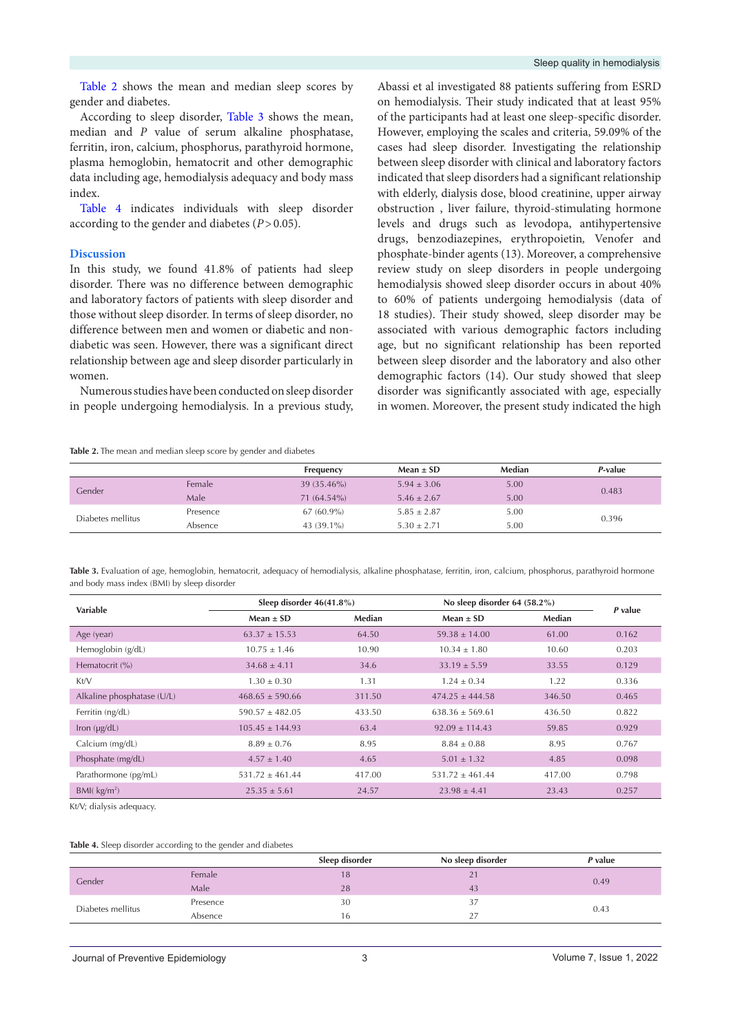Table 2 shows the mean and median sleep scores by gender and diabetes.

According to sleep disorder, Table 3 shows the mean, median and *P* value of serum alkaline phosphatase, ferritin, iron, calcium, phosphorus, parathyroid hormone, plasma hemoglobin, hematocrit and other demographic data including age, hemodialysis adequacy and body mass index.

Table 4 indicates individuals with sleep disorder according to the gender and diabetes ($P > 0.05$).

## Discussion

In this study, we found 41.8% of patients had sleep disorder. There was no difference between demographic and laboratory factors of patients with sleep disorder and those without sleep disorder. In terms of sleep disorder, no difference between men and women or diabetic and non-diabetic was seen. However, there was a significant direct relationship between age and sleep disorder particularly in women.

Numerous studies have been conducted on sleep disorder in people undergoing hemodialysis. In a previous study, Abassi et al investigated 88 patients suffering from ESRD on hemodialysis. Their study indicated that at least 95% of the participants had at least one sleep-specific disorder. However, employing the scales and criteria, 59.09% of the cases had sleep disorder. Investigating the relationship between sleep disorder with clinical and laboratory factors indicated that sleep disorders had a significant relationship with elderly, dialysis dose, blood creatinine, upper airway obstruction , liver failure, thyroid-stimulating hormone levels and drugs such as levodopa, antihypertensive drugs, benzodiazepines, erythropoietin, Venofer and phosphate-binder agents (13). Moreover, a comprehensive review study on sleep disorders in people undergoing hemodialysis showed sleep disorder occurs in about 40% to 60% of patients undergoing hemodialysis (data of 18 studies). Their study showed, sleep disorder may be associated with various demographic factors including age, but no significant relationship has been reported between sleep disorder and the laboratory and also other demographic factors (14). Our study showed that sleep disorder was significantly associated with age, especially in women. Moreover, the present study indicated the high

**Table 2.** The mean and median sleep score by gender and diabetes

| | | Frequency | Mean ± SD | Median | *P*-value |
|---|---|---|---|---|---|
| Gender | Female | 39 (35.46%) | 5.94 ± 3.06 | 5.00 | 0.483 |
| | Male | 71 (64.54%) | 5.46 ± 2.67 | 5.00 | |
| Diabetes mellitus | Presence | 67 (60.9%) | 5.85 ± 2.87 | 5.00 | 0.396 |
| | Absence | 43 (39.1%) | 5.30 ± 2.71 | 5.00 | |

**Table 3.** Evaluation of age, hemoglobin, hematocrit, adequacy of hemodialysis, alkaline phosphatase, ferritin, iron, calcium, phosphorus, parathyroid hormone and body mass index (BMI) by sleep disorder

| Variable | Sleep disorder 46(41.8%) | | No sleep disorder 64 (58.2%) | | *P* value |
|---|---|---|---|---|---|
| | Mean ± SD | Median | Mean ± SD | Median | |
| Age (year) | 63.37 ± 15.53 | 64.50 | 59.38 ± 14.00 | 61.00 | 0.162 |
| Hemoglobin (g/dL) | 10.75 ± 1.46 | 10.90 | 10.34 ± 1.80 | 10.60 | 0.203 |
| Hematocrit (%) | 34.68 ± 4.11 | 34.6 | 33.19 ± 5.59 | 33.55 | 0.129 |
| Kt/V | 1.30 ± 0.30 | 1.31 | 1.24 ± 0.34 | 1.22 | 0.336 |
| Alkaline phosphatase (U/L) | 468.65 ± 590.66 | 311.50 | 474.25 ± 444.58 | 346.50 | 0.465 |
| Ferritin (ng/dL) | 590.57 ± 482.05 | 433.50 | 638.36 ± 569.61 | 436.50 | 0.822 |
| Iron (µg/dL) | 105.45 ± 144.93 | 63.4 | 92.09 ± 114.43 | 59.85 | 0.929 |
| Calcium (mg/dL) | 8.89 ± 0.76 | 8.95 | 8.84 ± 0.88 | 8.95 | 0.767 |
| Phosphate (mg/dL) | 4.57 ± 1.40 | 4.65 | 5.01 ± 1.32 | 4.85 | 0.098 |
| Parathormone (pg/mL) | 531.72 ± 461.44 | 417.00 | 531.72 ± 461.44 | 417.00 | 0.798 |
| BMI( kg/m$^2$) | 25.35 ± 5.61 | 24.57 | 23.98 ± 4.41 | 23.43 | 0.257 |

Kt/V; dialysis adequacy.

**Table 4.** Sleep disorder according to the gender and diabetes

| | | Sleep disorder | No sleep disorder | *P* value |
|---|---|---|---|---|
| Gender | Female | 18 | 21 | 0.49 |
| | Male | 28 | 43 | |
| Diabetes mellitus | Presence | 30 | 37 | 0.43 |
| | Absence | 16 | 27 | |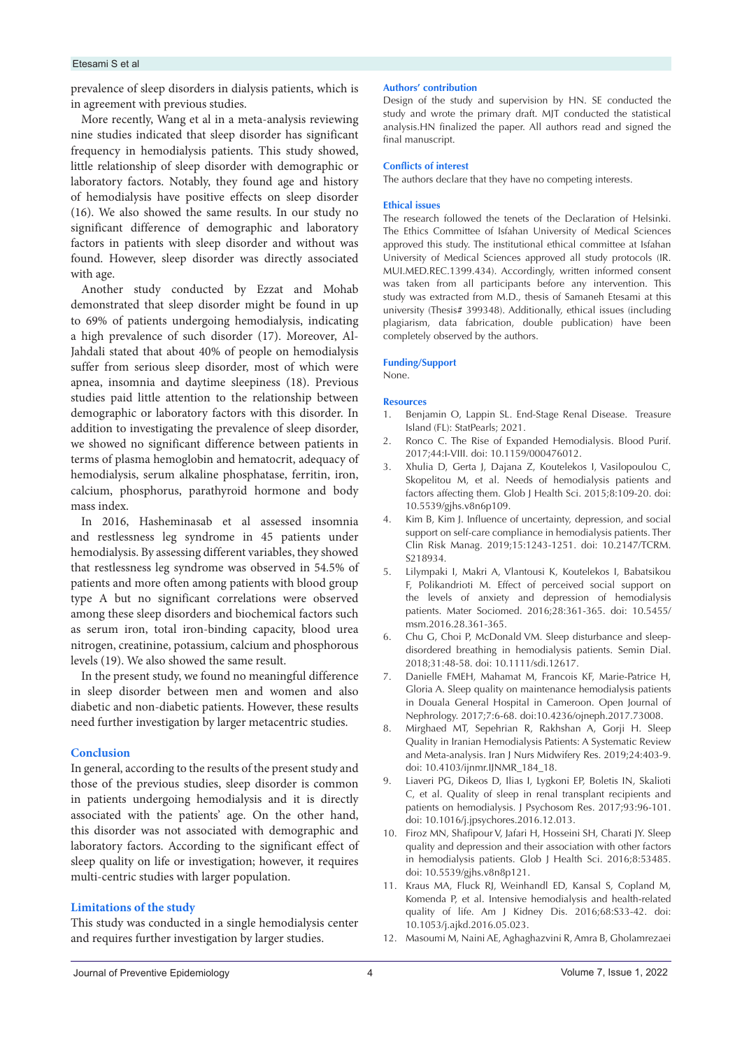prevalence of sleep disorders in dialysis patients, which is in agreement with previous studies.

More recently, Wang et al in a meta-analysis reviewing nine studies indicated that sleep disorder has significant frequency in hemodialysis patients. This study showed, little relationship of sleep disorder with demographic or laboratory factors. Notably, they found age and history of hemodialysis have positive effects on sleep disorder (16). We also showed the same results. In our study no significant difference of demographic and laboratory factors in patients with sleep disorder and without was found. However, sleep disorder was directly associated with age.

Another study conducted by Ezzat and Mohab demonstrated that sleep disorder might be found in up to 69% of patients undergoing hemodialysis, indicating a high prevalence of such disorder (17). Moreover, Al-Jahdali stated that about 40% of people on hemodialysis suffer from serious sleep disorder, most of which were apnea, insomnia and daytime sleepiness (18). Previous studies paid little attention to the relationship between demographic or laboratory factors with this disorder. In addition to investigating the prevalence of sleep disorder, we showed no significant difference between patients in terms of plasma hemoglobin and hematocrit, adequacy of hemodialysis, serum alkaline phosphatase, ferritin, iron, calcium, phosphorus, parathyroid hormone and body mass index.

In 2016, Hasheminasab et al assessed insomnia and restlessness leg syndrome in 45 patients under hemodialysis. By assessing different variables, they showed that restlessness leg syndrome was observed in 54.5% of patients and more often among patients with blood group type A but no significant correlations were observed among these sleep disorders and biochemical factors such as serum iron, total iron-binding capacity, blood urea nitrogen, creatinine, potassium, calcium and phosphorous levels (19). We also showed the same result.

In the present study, we found no meaningful difference in sleep disorder between men and women and also diabetic and non-diabetic patients. However, these results need further investigation by larger metacentric studies.

## Conclusion

In general, according to the results of the present study and those of the previous studies, sleep disorder is common in patients undergoing hemodialysis and it is directly associated with the patients' age. On the other hand, this disorder was not associated with demographic and laboratory factors. According to the significant effect of sleep quality on life or investigation; however, it requires multi-centric studies with larger population.

## Limitations of the study

This study was conducted in a single hemodialysis center and requires further investigation by larger studies.

## Authors' contribution

Design of the study and supervision by HN. SE conducted the study and wrote the primary draft. MJT conducted the statistical analysis.HN finalized the paper. All authors read and signed the final manuscript.

## Conflicts of interest

The authors declare that they have no competing interests.

## Ethical issues

The research followed the tenets of the Declaration of Helsinki. The Ethics Committee of Isfahan University of Medical Sciences approved this study. The institutional ethical committee at Isfahan University of Medical Sciences approved all study protocols (IR.MUI.MED.REC.1399.434). Accordingly, written informed consent was taken from all participants before any intervention. This study was extracted from M.D., thesis of Samaneh Etesami at this university (Thesis# 399348). Additionally, ethical issues (including plagiarism, data fabrication, double publication) have been completely observed by the authors.

## Funding/Support

None.

## Resources

1. Benjamin O, Lappin SL. End-Stage Renal Disease. Treasure Island (FL): StatPearls; 2021.
2. Ronco C. The Rise of Expanded Hemodialysis. Blood Purif. 2017;44:I-VIII. doi: 10.1159/000476012.
3. Xhulia D, Gerta J, Dajana Z, Koutelekos I, Vasilopoulou C, Skopelitou M, et al. Needs of hemodialysis patients and factors affecting them. Glob J Health Sci. 2015;8:109-20. doi: 10.5539/gjhs.v8n6p109.
4. Kim B, Kim J. Influence of uncertainty, depression, and social support on self-care compliance in hemodialysis patients. Ther Clin Risk Manag. 2019;15:1243-1251. doi: 10.2147/TCRM.S218934.
5. Lilympaki I, Makri A, Vlantousi K, Koutelekos I, Babatsikou F, Polikandrioti M. Effect of perceived social support on the levels of anxiety and depression of hemodialysis patients. Mater Sociomed. 2016;28:361-365. doi: 10.5455/msm.2016.28.361-365.
6. Chu G, Choi P, McDonald VM. Sleep disturbance and sleep-disordered breathing in hemodialysis patients. Semin Dial. 2018;31:48-58. doi: 10.1111/sdi.12617.
7. Danielle FMEH, Mahamat M, Francois KF, Marie-Patrice H, Gloria A. Sleep quality on maintenance hemodialysis patients in Douala General Hospital in Cameroon. Open Journal of Nephrology. 2017;7:6-68. doi:10.4236/ojneph.2017.73008.
8. Mirghaed MT, Sepehrian R, Rakhshan A, Gorji H. Sleep Quality in Iranian Hemodialysis Patients: A Systematic Review and Meta-analysis. Iran J Nurs Midwifery Res. 2019;24:403-9. doi: 10.4103/ijnmr.IJNMR_184_18.
9. Liaveri PG, Dikeos D, Ilias I, Lygkoni EP, Boletis IN, Skalioti C, et al. Quality of sleep in renal transplant recipients and patients on hemodialysis. J Psychosom Res. 2017;93:96-101. doi: 10.1016/j.jpsychores.2016.12.013.
10. Firoz MN, Shafipour V, Jafari H, Hosseini SH, Charati JY. Sleep quality and depression and their association with other factors in hemodialysis patients. Glob J Health Sci. 2016;8:53485. doi: 10.5539/gjhs.v8n8p121.
11. Kraus MA, Fluck RJ, Weinhandl ED, Kansal S, Copland M, Komenda P, et al. Intensive hemodialysis and health-related quality of life. Am J Kidney Dis. 2016;68:S33-42. doi: 10.1053/j.ajkd.2016.05.023.
12. Masoumi M, Naini AE, Aghaghazvini R, Amra B, Gholamrezaei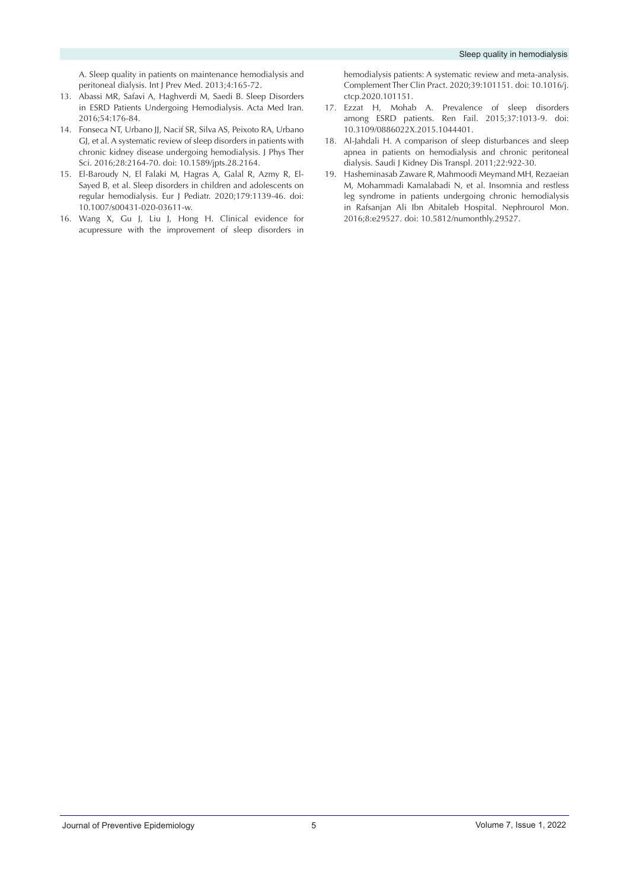A. Sleep quality in patients on maintenance hemodialysis and peritoneal dialysis. Int J Prev Med. 2013;4:165-72.

13. Abassi MR, Safavi A, Haghverdi M, Saedi B. Sleep Disorders in ESRD Patients Undergoing Hemodialysis. Acta Med Iran. 2016;54:176-84.
14. Fonseca NT, Urbano JJ, Nacif SR, Silva AS, Peixoto RA, Urbano GJ, et al. A systematic review of sleep disorders in patients with chronic kidney disease undergoing hemodialysis. J Phys Ther Sci. 2016;28:2164-70. doi: 10.1589/jpts.28.2164.
15. El-Baroudy N, El Falaki M, Hagras A, Galal R, Azmy R, El-Sayed B, et al. Sleep disorders in children and adolescents on regular hemodialysis. Eur J Pediatr. 2020;179:1139-46. doi: 10.1007/s00431-020-03611-w.
16. Wang X, Gu J, Liu J, Hong H. Clinical evidence for acupressure with the improvement of sleep disorders in hemodialysis patients: A systematic review and meta-analysis. Complement Ther Clin Pract. 2020;39:101151. doi: 10.1016/j.ctcp.2020.101151.
17. Ezzat H, Mohab A. Prevalence of sleep disorders among ESRD patients. Ren Fail. 2015;37:1013-9. doi: 10.3109/0886022X.2015.1044401.
18. Al-Jahdali H. A comparison of sleep disturbances and sleep apnea in patients on hemodialysis and chronic peritoneal dialysis. Saudi J Kidney Dis Transpl. 2011;22:922-30.
19. Hasheminasab Zaware R, Mahmoodi Meymand MH, Rezaeian M, Mohammadi Kamalabadi N, et al. Insomnia and restless leg syndrome in patients undergoing chronic hemodialysis in Rafsanjan Ali Ibn Abitaleb Hospital. Nephrourol Mon. 2016;8:e29527. doi: 10.5812/numonthly.29527.